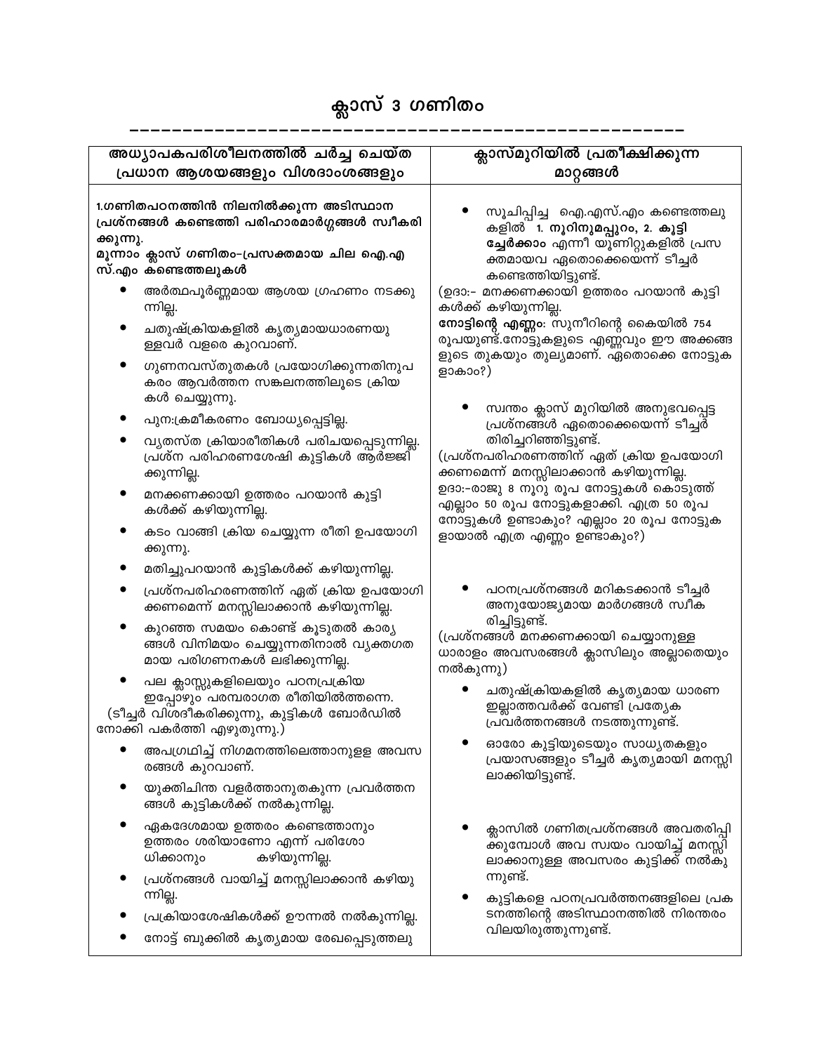# ക്ലാസ് 3 ഗണിതം

---------------------------------------------------

| അധ്യാപകപരിശീലനത്തിൽ ചർച്ച ചെയ്ത പ്രധാന ആശയങ്ങളും വിശദാംശങ്ങളും | ക്ലാസ്മുറിയിൽ പ്രതീക്ഷിക്കുന്ന മാറ്റങ്ങൾ |
|---|---|
| **1.ഗണിതപഠനത്തിൽ നിലനിൽക്കുന്ന അടിസ്ഥാന പ്രശ്നങ്ങൾ കണ്ടെത്തി പരിഹാരമാർഗ്ഗങ്ങൾ സ്വീകരിക്കുന്നു.**<br>**മൂന്നാം ക്ലാസ് ഗണിതം-പ്രസക്തമായ ചില ഐ.എ സ്.എം കണ്ടെത്തലുകൾ**<br>• അർത്ഥപൂർണ്ണമായ ആശയ ഗ്രഹണം നടക്കുന്നില്ല.<br>• ചതുഷ്ക്രിയകളിൽ കൃത്യമായധാരണയുള്ളവർ വളരെ കുറവാണ്.<br>• ഗുണനവസ്തുതകൾ പ്രയോഗിക്കുന്നതിനുപകരം ആവർത്തന സങ്കലനത്തിലൂടെ ക്രിയകൾ ചെയ്യുന്നു.<br>• പുന:ക്രമീകരണം ബോധ്യപ്പെട്ടില്ല.<br>• വ്യത്യസ്ത ക്രിയാരീതികൾ പരിചയപ്പെടുന്നില്ല. പ്രശ്ന പരിഹരണശേഷി കുട്ടികൾ ആർജ്ജിക്കുന്നില്ല.<br>• മനക്കണക്കായി ഉത്തരം പറയാൻ കുട്ടികൾക്ക് കഴിയുന്നില്ല.<br>• കടം വാങ്ങി ക്രിയ ചെയ്യുന്ന രീതി ഉപയോഗിക്കുന്നു.<br>• മതിച്ചുപറയാൻ കുട്ടികൾക്ക് കഴിയുന്നില്ല.<br>• പ്രശ്നപരിഹരണത്തിന് ഏത് ക്രിയ ഉപയോഗിക്കണമെന്ന് മനസ്സിലാക്കാൻ കഴിയുന്നില്ല.<br>• കുറഞ്ഞ സമയം കൊണ്ട് കൂടുതൽ കാര്യങ്ങൾ വിനിമയം ചെയ്യുന്നതിനാൽ വ്യക്തഗതമായ പരിഗണനകൾ ലഭിക്കുന്നില്ല.<br>• പല ക്ലാസ്സുകളിലെയും പഠനപ്രക്രിയ ഇപ്പോഴും പരമ്പരാഗത രീതിയിൽത്തന്നെ. (ടീച്ചർ വിശദീകരിക്കുന്നു, കുട്ടികൾ ബോർഡിൽ നോക്കി പകർത്തി എഴുതുന്നു.)<br>• അപഗ്രഥിച്ച് നിഗമനത്തിലെത്താനുള്ള അവസരങ്ങൾ കുറവാണ്.<br>• യുക്തിചിന്ത വളർത്താനുതകുന്ന പ്രവർത്തനങ്ങൾ കുട്ടികൾക്ക് നൽകുന്നില്ല.<br>• ഏകദേശമായ ഉത്തരം കണ്ടെത്താനും ഉത്തരം ശരിയാണോ എന്ന് പരിശോധിക്കാനും കഴിയുന്നില്ല.<br>• പ്രശ്നങ്ങൾ വായിച്ച് മനസ്സിലാക്കാൻ കഴിയുന്നില്ല.<br>• പ്രക്രിയാശേഷികൾക്ക് ഊന്നൽ നൽകുന്നില്ല.<br>• നോട്ട് ബുക്കിൽ കൃത്യമായ രേഖപ്പെടുത്തലു | • സൂചിപ്പിച്ച ഐ.എസ്.എം കണ്ടെത്തലുകളിൽ **1. നൂറിനുമപ്പുറം, 2. കൂട്ടിച്ചേർക്കാം** എന്നീ യൂണിറ്റുകളിൽ പ്രസക്തമായവ ഏതൊക്കെയെന്ന് ടീച്ചർ കണ്ടെത്തിയിട്ടുണ്ട്.<br>(ഉദാ:- മനക്കണക്കായി ഉത്തരം പറയാൻ കുട്ടികൾക്ക് കഴിയുന്നില്ല.<br>**നോട്ടിന്റെ എണ്ണം**: സുനീറിന്റെ കൈയിൽ 754 രൂപയുണ്ട്.നോട്ടുകളുടെ എണ്ണവും ഈ അക്കങ്ങളുടെ തുകയും തുല്യമാണ്. ഏതൊക്കെ നോട്ടുകളാകാം?)<br>• സ്വന്തം ക്ലാസ് മുറിയിൽ അനുഭവപ്പെട്ട പ്രശ്നങ്ങൾ ഏതൊക്കെയെന്ന് ടീച്ചർ തിരിച്ചറിഞ്ഞിട്ടുണ്ട്.<br>(പ്രശ്നപരിഹരണത്തിന് ഏത് ക്രിയ ഉപയോഗിക്കണമെന്ന് മനസ്സിലാക്കാൻ കഴിയുന്നില്ല.<br>ഉദാ:-രാജു 8 നൂറു രൂപ നോട്ടുകൾ കൊടുത്ത് എല്ലാം 50 രൂപ നോട്ടുകളാക്കി. എത്ര 50 രൂപ നോട്ടുകൾ ഉണ്ടാകും? എല്ലാം 20 രൂപ നോട്ടുകളായാൽ എത്ര എണ്ണം ഉണ്ടാകും?)<br>• പഠനപ്രശ്നങ്ങൾ മറികടക്കാൻ ടീച്ചർ അനുയോജ്യമായ മാർഗങ്ങൾ സ്വീകരിച്ചിട്ടുണ്ട്.<br>(പ്രശ്നങ്ങൾ മനക്കണക്കായി ചെയ്യാനുള്ള ധാരാളം അവസരങ്ങൾ ക്ലാസിലും അല്ലാതെയും നൽകുന്നു)<br>• ചതുഷ്ക്രിയകളിൽ കൃത്യമായ ധാരണ ഇല്ലാത്തവർക്ക് വേണ്ടി പ്രത്യേക പ്രവർത്തനങ്ങൾ നടത്തുന്നുണ്ട്.<br>• ഓരോ കുട്ടിയുടെയും സാധ്യതകളും പ്രയാസങ്ങളും ടീച്ചർ കൃത്യമായി മനസ്സിലാക്കിയിട്ടുണ്ട്.<br>• ക്ലാസിൽ ഗണിതപ്രശ്നങ്ങൾ അവതരിപ്പിക്കുമ്പോൾ അവ സ്വയം വായിച്ച് മനസ്സിലാക്കാനുള്ള അവസരം കുട്ടിക്ക് നൽകുന്നുണ്ട്.<br>• കുട്ടികളെ പഠനപ്രവർത്തനങ്ങളിലെ പ്രകടനത്തിന്റെ അടിസ്ഥാനത്തിൽ നിരന്തരം വിലയിരുത്തുന്നുണ്ട്. |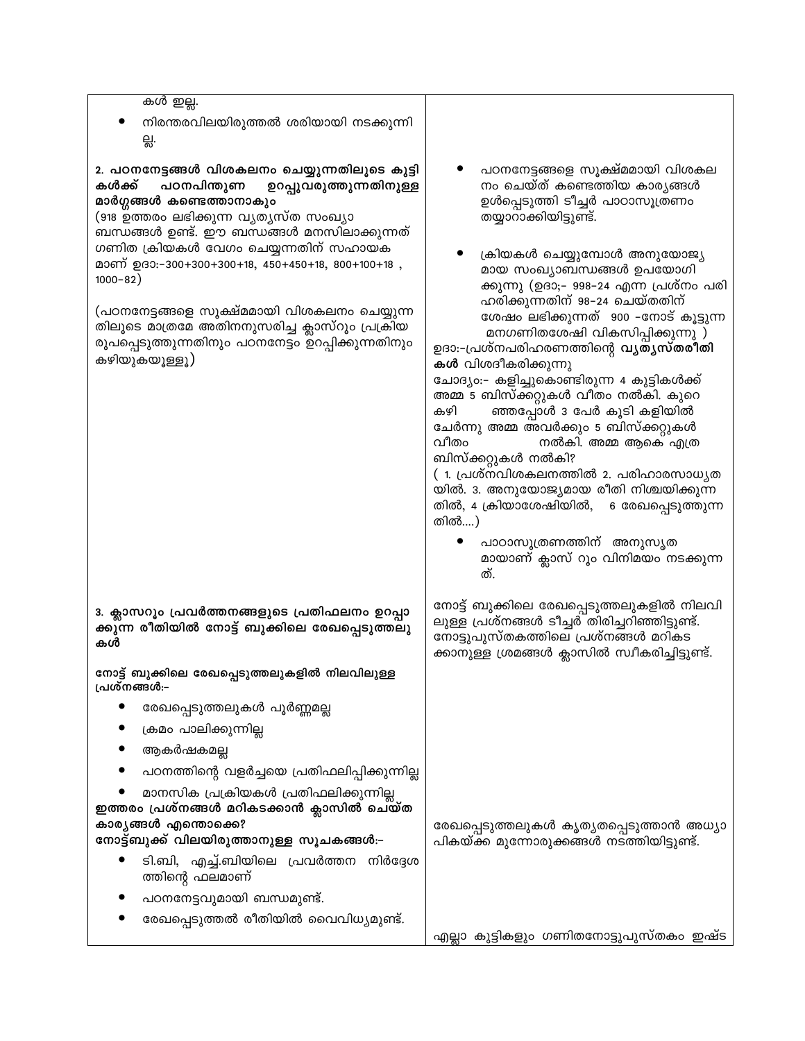| | |
|---|---|
| കൾ ഇല്ല.<br>• നിരന്തരവിലയിരുത്തൽ ശരിയായി നടക്കുന്നില്ല. | |
| **2. പഠനനേട്ടങ്ങൾ വിശകലനം ചെയ്യുന്നതിലൂടെ കുട്ടികൾക്ക് പഠനപിന്തുണ ഉറപ്പുവരുത്തുന്നതിനുള്ള മാർഗ്ഗങ്ങൾ കണ്ടെത്താനാകും**<br>(918 ഉത്തരം ലഭിക്കുന്ന വ്യത്യസ്ത സംഖ്യാ ബന്ധങ്ങൾ ഉണ്ട്. ഈ ബന്ധങ്ങൾ മനസിലാക്കുന്നത് ഗണിത ക്രിയകൾ വേഗം ചെയ്യുന്നതിന് സഹായകമാണ് ഉദാ:-300+300+300+18, 450+450+18, 800+100+18 , 1000-82)<br><br>(പഠനനേട്ടങ്ങളെ സൂക്ഷ്മമായി വിശകലനം ചെയ്യുന്നതിലൂടെ മാത്രമേ അതിനനുസരിച്ച ക്ലാസ്റൂം പ്രക്രിയ രൂപപ്പെടുത്തുന്നതിനും പഠനനേട്ടം ഉറപ്പിക്കുന്നതിനും കഴിയുകയുള്ളൂ) | • പഠനനേട്ടങ്ങളെ സൂക്ഷ്മമായി വിശകലനം ചെയ്ത് കണ്ടെത്തിയ കാര്യങ്ങൾ ഉൾപ്പെടുത്തി ടീച്ചർ പാഠാസൂത്രണം തയ്യാറാക്കിയിട്ടുണ്ട്.<br><br>• ക്രിയകൾ ചെയ്യുമ്പോൾ അനുയോജ്യമായ സംഖ്യാബന്ധങ്ങൾ ഉപയോഗിക്കുന്നു (ഉദാ;- 998-24 എന്ന പ്രശ്നം പരിഹരിക്കുന്നതിന് 98-24 ചെയ്തതിന് ശേഷം ലഭിക്കുന്നത് 900 -നോട് കൂട്ടുന്ന മനഗണിതശേഷി വികസിപ്പിക്കുന്നു )<br>ഉദാ:-പ്രശ്നപരിഹരണത്തിന്റെ **വ്യത്യസ്തരീതികൾ** വിശദീകരിക്കുന്നു<br>ചോദ്യം:- കളിച്ചുകൊണ്ടിരുന്ന 4 കുട്ടികൾക്ക് അമ്മ 5 ബിസ്ക്കറ്റുകൾ വീതം നൽകി. കുറെ കഴിഞ്ഞപ്പോൾ 3 പേർ കൂടി കളിയിൽ ചേർന്നു അമ്മ അവർക്കും 5 ബിസ്ക്കറ്റുകൾ വീതം നൽകി. അമ്മ ആകെ എത്ര ബിസ്ക്കറ്റുകൾ നൽകി?<br>( 1. പ്രശ്നവിശകലനത്തിൽ 2. പരിഹാരസാധ്യതയിൽ. 3. അനുയോജ്യമായ രീതി നിശ്ചയിക്കുന്നതിൽ, 4 ക്രിയാശേഷിയിൽ, 6 രേഖപ്പെടുത്തുന്നതിൽ....)<br>• പാഠാസൂത്രണത്തിന് അനുസൃതമായാണ് ക്ലാസ് റൂം വിനിമയം നടക്കുന്നത്. |
| **3. ക്ലാസറൂം പ്രവർത്തനങ്ങളുടെ പ്രതിഫലനം ഉറപ്പാക്കുന്ന രീതിയിൽ നോട്ട് ബുക്കിലെ രേഖപ്പെടുത്തലുകൾ**<br><br>**നോട്ട് ബുക്കിലെ രേഖപ്പെടുത്തലുകളിൽ നിലവിലുള്ള പ്രശ്നങ്ങൾ:-**<br>• രേഖപ്പെടുത്തലുകൾ പൂർണ്ണമല്ല<br>• ക്രമം പാലിക്കുന്നില്ല<br>• ആകർഷകമല്ല<br>• പഠനത്തിന്റെ വളർച്ചയെ പ്രതിഫലിപ്പിക്കുന്നില്ല<br>• മാനസിക പ്രക്രിയകൾ പ്രതിഫലിക്കുന്നില്ല<br>**ഇത്തരം പ്രശ്നങ്ങൾ മറികടക്കാൻ ക്ലാസിൽ ചെയ്ത കാര്യങ്ങൾ എന്തൊക്കെ?**<br>**നോട്ട്ബുക്ക് വിലയിരുത്താനുള്ള സൂചകങ്ങൾ:-**<br>• ടി.ബി, എച്ച്.ബിയിലെ പ്രവർത്തന നിർദ്ദേശത്തിന്റെ ഫലമാണ്<br>• പഠനനേട്ടവുമായി ബന്ധമുണ്ട്.<br>• രേഖപ്പെടുത്തൽ രീതിയിൽ വൈവിധ്യമുണ്ട്. | നോട്ട് ബുക്കിലെ രേഖപ്പെടുത്തലുകളിൽ നിലവിലുള്ള പ്രശ്നങ്ങൾ ടീച്ചർ തിരിച്ചറിഞ്ഞിട്ടുണ്ട്. നോട്ടുപുസ്തകത്തിലെ പ്രശ്നങ്ങൾ മറികടക്കാനുള്ള ശ്രമങ്ങൾ ക്ലാസിൽ സ്വീകരിച്ചിട്ടുണ്ട്.<br><br>രേഖപ്പെടുത്തലുകൾ കൃത്യതപ്പെടുത്താൻ അധ്യാപികയ്ക്ക മുന്നോരുക്കങ്ങൾ നടത്തിയിട്ടുണ്ട്.<br><br>എല്ലാ കുട്ടികളും ഗണിതനോട്ടുപുസ്തകം ഇഷ്ട |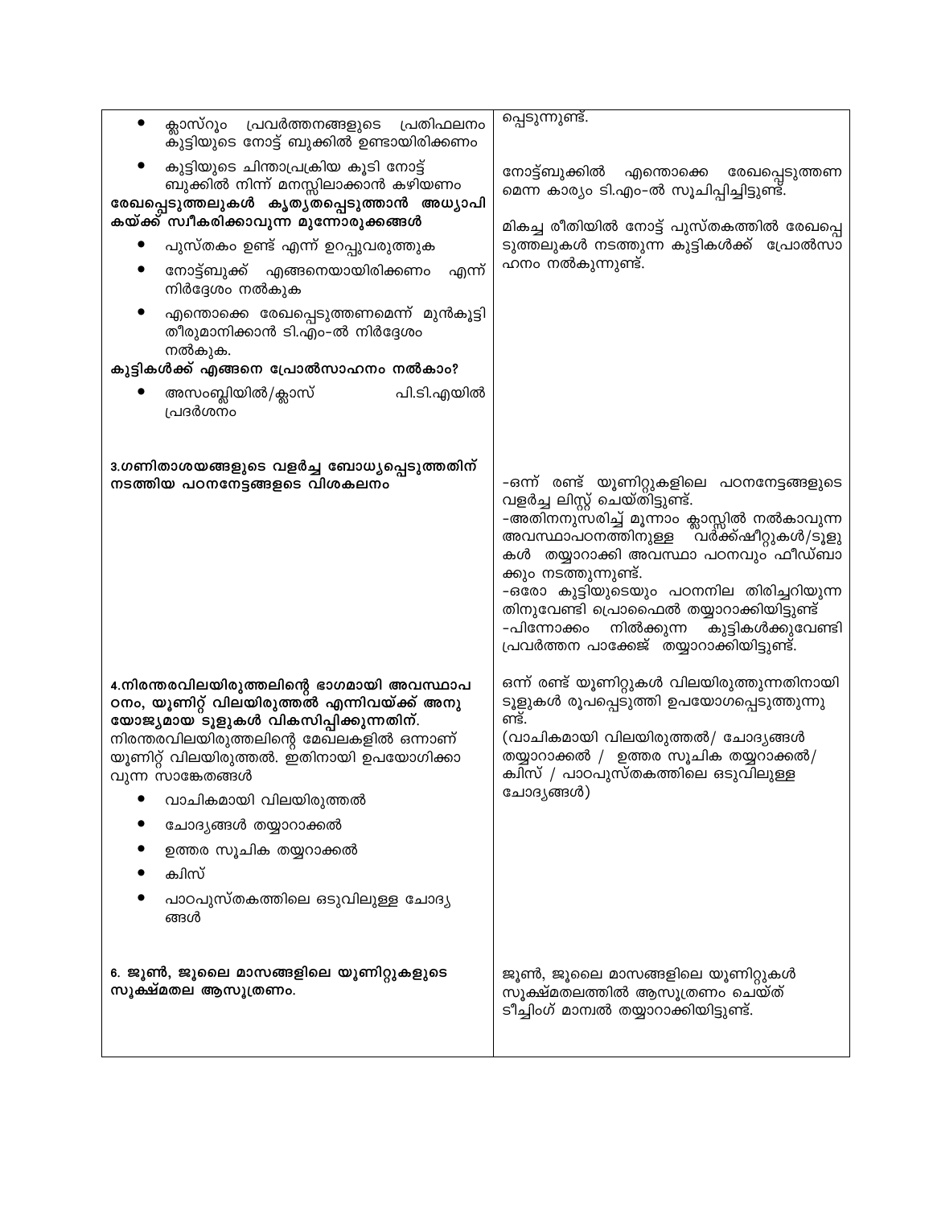| | |
|---|---|
| • ക്ലാസ്റൂം പ്രവർത്തനങ്ങളുടെ പ്രതിഫലനം കുട്ടിയുടെ നോട്ട് ബുക്കിൽ ഉണ്ടായിരിക്കണം<br>• കുട്ടിയുടെ ചിന്താപ്രക്രിയ കൂടി നോട്ട് ബുക്കിൽ നിന്ന് മനസ്സിലാക്കാൻ കഴിയണം<br>**രേഖപ്പെടുത്തലുകൾ കൃത്യതപ്പെടുത്താൻ അധ്യാപികയ്ക്ക് സ്വീകരിക്കാവുന്ന മുന്നോരുക്കങ്ങൾ**<br>• പുസ്തകം ഉണ്ട് എന്ന് ഉറപ്പുവരുത്തുക<br>• നോട്ട്ബുക്ക് എങ്ങനെയായിരിക്കണം എന്ന് നിർദ്ദേശം നൽകുക<br>• എന്തൊക്കെ രേഖപ്പെടുത്തണമെന്ന് മുൻകൂട്ടി തീരുമാനിക്കാൻ ടി.എം-ൽ നിർദ്ദേശം നൽകുക.<br>**കുട്ടികൾക്ക് എങ്ങനെ പ്രോൽസാഹനം നൽകാം?**<br>• അസംബ്ലിയിൽ/ക്ലാസ് പി.ടി.എയിൽ പ്രദർശനം | പ്പെടുന്നുണ്ട്.<br><br>നോട്ട്ബുക്കിൽ എന്തൊക്കെ രേഖപ്പെടുത്തണമെന്ന കാര്യം ടി.എം-ൽ സൂചിപ്പിച്ചിട്ടുണ്ട്.<br><br>മികച്ച രീതിയിൽ നോട്ട് പുസ്തകത്തിൽ രേഖപ്പെടുത്തലുകൾ നടത്തുന്ന കുട്ടികൾക്ക് പ്രോൽസാഹനം നൽകുന്നുണ്ട്. |
| **3.ഗണിതാശയങ്ങളുടെ വളർച്ച ബോധ്യപ്പെടുത്തതിന് നടത്തിയ പഠനനേട്ടങ്ങളടെ വിശകലനം** | -ഒന്ന് രണ്ട് യൂണിറ്റുകളിലെ പഠനനേട്ടങ്ങളുടെ വളർച്ച ലിസ്റ്റ് ചെയ്തിട്ടുണ്ട്.<br>-അതിനനുസരിച്ച് മൂന്നാം ക്ലാസ്സിൽ നൽകാവുന്ന അവസ്ഥാപഠനത്തിനുള്ള വർക്ക്ഷീറ്റുകൾ/ടൂളുകൾ തയ്യാറാക്കി അവസ്ഥാ പഠനവും ഫീഡ്ബാക്കും നടത്തുന്നുണ്ട്.<br>-ഒരോ കുട്ടിയുടെയും പഠനനില തിരിച്ചറിയുന്നതിനുവേണ്ടി പ്രൊഫൈൽ തയ്യാറാക്കിയിട്ടുണ്ട്<br>-പിന്നോക്കം നിൽക്കുന്ന കുട്ടികൾക്കുവേണ്ടി പ്രവർത്തന പാക്കേജ് തയ്യാറാക്കിയിട്ടുണ്ട്. |
| **4.നിരന്തരവിലയിരുത്തലിന്റെ ഭാഗമായി അവസ്ഥാപഠനം, യൂണിറ്റ് വിലയിരുത്തൽ എന്നിവയ്ക്ക് അനുയോജ്യമായ ടൂളുകൾ വികസിപ്പിക്കുന്നതിന്.**<br>നിരന്തരവിലയിരുത്തലിന്റെ മേഖലകളിൽ ഒന്നാണ് യൂണിറ്റ് വിലയിരുത്തൽ. ഇതിനായി ഉപയോഗിക്കാവുന്ന സാങ്കേതങ്ങൾ<br>• വാചികമായി വിലയിരുത്തൽ<br>• ചോദ്യങ്ങൾ തയ്യാറാക്കൽ<br>• ഉത്തര സൂചിക തയ്യറാക്കൽ<br>• ക്വിസ്<br>• പാഠപുസ്തകത്തിലെ ഒടുവിലുള്ള ചോദ്യങ്ങൾ | ഒന്ന് രണ്ട് യൂണിറ്റുകൾ വിലയിരുത്തുന്നതിനായി ടൂളുകൾ രൂപപ്പെടുത്തി ഉപയോഗപ്പെടുത്തുന്നുണ്ട്.<br>(വാചികമായി വിലയിരുത്തൽ/ ചോദ്യങ്ങൾ തയ്യാറാക്കൽ / ഉത്തര സൂചിക തയ്യറാക്കൽ/ ക്വിസ് / പാഠപുസ്തകത്തിലെ ഒടുവിലുള്ള ചോദ്യങ്ങൾ) |
| **6. ജൂൺ, ജൂലൈ മാസങ്ങളിലെ യൂണിറ്റുകളുടെ സൂക്ഷ്മതല ആസൂത്രണം.** | ജൂൺ, ജൂലൈ മാസങ്ങളിലെ യൂണിറ്റുകൾ സൂക്ഷ്മതലത്തിൽ ആസൂത്രണം ചെയ്ത് ടീച്ചിംഗ് മാന്വൽ തയ്യാറാക്കിയിട്ടുണ്ട്. |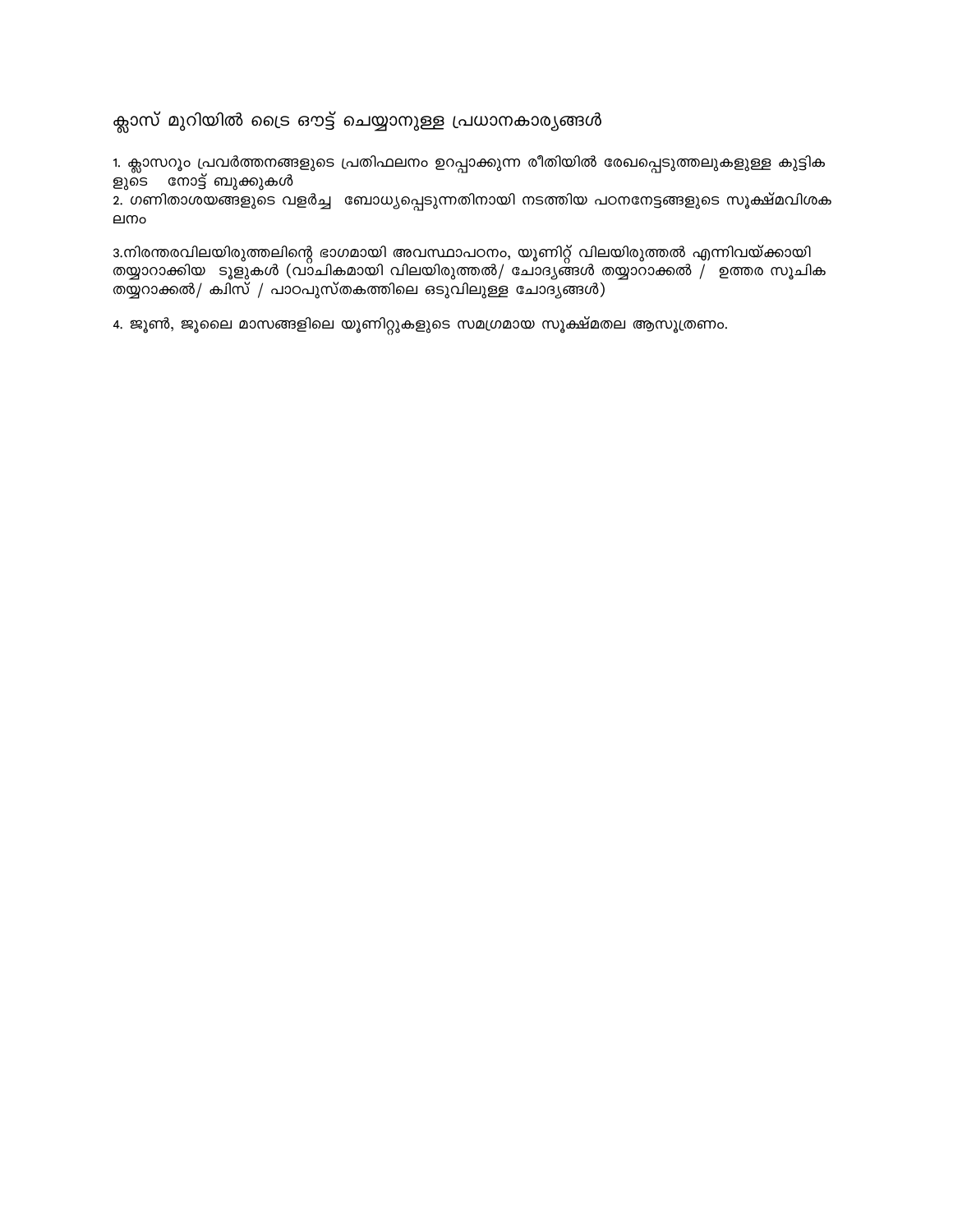## ക്ലാസ് മുറിയിൽ ട്രൈ ഔട്ട് ചെയ്യാനുള്ള പ്രധാനകാര്യങ്ങൾ

1. ക്ലാസറൂം പ്രവർത്തനങ്ങളുടെ പ്രതിഫലനം ഉറപ്പാക്കുന്ന രീതിയിൽ രേഖപ്പെടുത്തലുകളുള്ള കുട്ടികളുടെ നോട്ട് ബുക്കുകൾ
2. ഗണിതാശയങ്ങളുടെ വളർച്ച ബോധ്യപ്പെടുന്നതിനായി നടത്തിയ പഠനനേട്ടങ്ങളുടെ സൂക്ഷ്മവിശകലനം

3. നിരന്തരവിലയിരുത്തലിന്റെ ഭാഗമായി അവസ്ഥാപഠനം, യൂണിറ്റ് വിലയിരുത്തൽ എന്നിവയ്ക്കായി തയ്യാറാക്കിയ ടൂളുകൾ (വാചികമായി വിലയിരുത്തൽ/ ചോദ്യങ്ങൾ തയ്യാറാക്കൽ / ഉത്തര സൂചിക തയ്യാറാക്കൽ/ ക്വിസ് / പാഠപുസ്തകത്തിലെ ഒടുവിലുള്ള ചോദ്യങ്ങൾ)

4. ജൂൺ, ജൂലൈ മാസങ്ങളിലെ യൂണിറ്റുകളുടെ സമഗ്രമായ സൂക്ഷ്മതല ആസൂത്രണം.